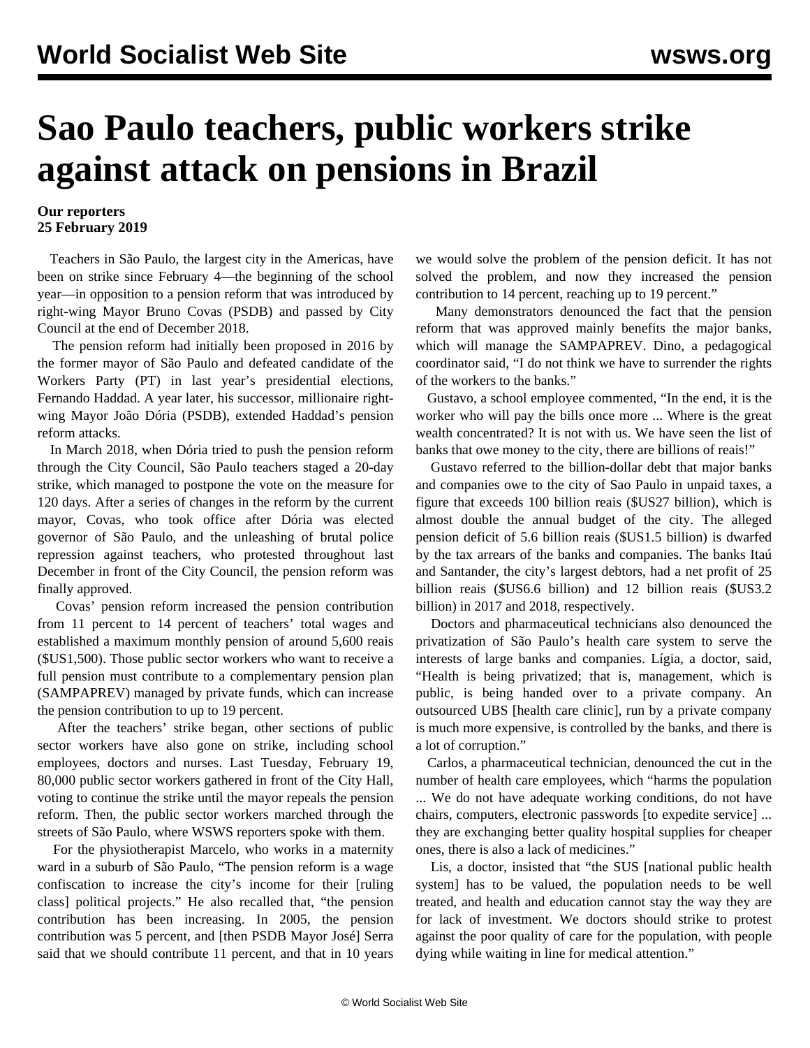# Sao Paulo teachers, public workers strike against attack on pensions in Brazil

**Our reporters**
**25 February 2019**

Teachers in São Paulo, the largest city in the Americas, have been on strike since February 4—the beginning of the school year—in opposition to a pension reform that was introduced by right-wing Mayor Bruno Covas (PSDB) and passed by City Council at the end of December 2018.

The pension reform had initially been proposed in 2016 by the former mayor of São Paulo and defeated candidate of the Workers Party (PT) in last year's presidential elections, Fernando Haddad. A year later, his successor, millionaire right-wing Mayor João Dória (PSDB), extended Haddad's pension reform attacks.

In March 2018, when Dória tried to push the pension reform through the City Council, São Paulo teachers staged a 20-day strike, which managed to postpone the vote on the measure for 120 days. After a series of changes in the reform by the current mayor, Covas, who took office after Dória was elected governor of São Paulo, and the unleashing of brutal police repression against teachers, who protested throughout last December in front of the City Council, the pension reform was finally approved.

Covas' pension reform increased the pension contribution from 11 percent to 14 percent of teachers' total wages and established a maximum monthly pension of around 5,600 reais ($US1,500). Those public sector workers who want to receive a full pension must contribute to a complementary pension plan (SAMPAPREV) managed by private funds, which can increase the pension contribution to up to 19 percent.

After the teachers' strike began, other sections of public sector workers have also gone on strike, including school employees, doctors and nurses. Last Tuesday, February 19, 80,000 public sector workers gathered in front of the City Hall, voting to continue the strike until the mayor repeals the pension reform. Then, the public sector workers marched through the streets of São Paulo, where WSWS reporters spoke with them.

For the physiotherapist Marcelo, who works in a maternity ward in a suburb of São Paulo, "The pension reform is a wage confiscation to increase the city's income for their [ruling class] political projects." He also recalled that, "the pension contribution has been increasing. In 2005, the pension contribution was 5 percent, and [then PSDB Mayor José] Serra said that we should contribute 11 percent, and that in 10 years we would solve the problem of the pension deficit. It has not solved the problem, and now they increased the pension contribution to 14 percent, reaching up to 19 percent."

Many demonstrators denounced the fact that the pension reform that was approved mainly benefits the major banks, which will manage the SAMPAPREV. Dino, a pedagogical coordinator said, "I do not think we have to surrender the rights of the workers to the banks."

Gustavo, a school employee commented, "In the end, it is the worker who will pay the bills once more ... Where is the great wealth concentrated? It is not with us. We have seen the list of banks that owe money to the city, there are billions of reais!"

Gustavo referred to the billion-dollar debt that major banks and companies owe to the city of Sao Paulo in unpaid taxes, a figure that exceeds 100 billion reais ($US27 billion), which is almost double the annual budget of the city. The alleged pension deficit of 5.6 billion reais ($US1.5 billion) is dwarfed by the tax arrears of the banks and companies. The banks Itaú and Santander, the city's largest debtors, had a net profit of 25 billion reais ($US6.6 billion) and 12 billion reais ($US3.2 billion) in 2017 and 2018, respectively.

Doctors and pharmaceutical technicians also denounced the privatization of São Paulo's health care system to serve the interests of large banks and companies. Lígia, a doctor, said, "Health is being privatized; that is, management, which is public, is being handed over to a private company. An outsourced UBS [health care clinic], run by a private company is much more expensive, is controlled by the banks, and there is a lot of corruption."

Carlos, a pharmaceutical technician, denounced the cut in the number of health care employees, which "harms the population ... We do not have adequate working conditions, do not have chairs, computers, electronic passwords [to expedite service] ... they are exchanging better quality hospital supplies for cheaper ones, there is also a lack of medicines."

Lis, a doctor, insisted that "the SUS [national public health system] has to be valued, the population needs to be well treated, and health and education cannot stay the way they are for lack of investment. We doctors should strike to protest against the poor quality of care for the population, with people dying while waiting in line for medical attention."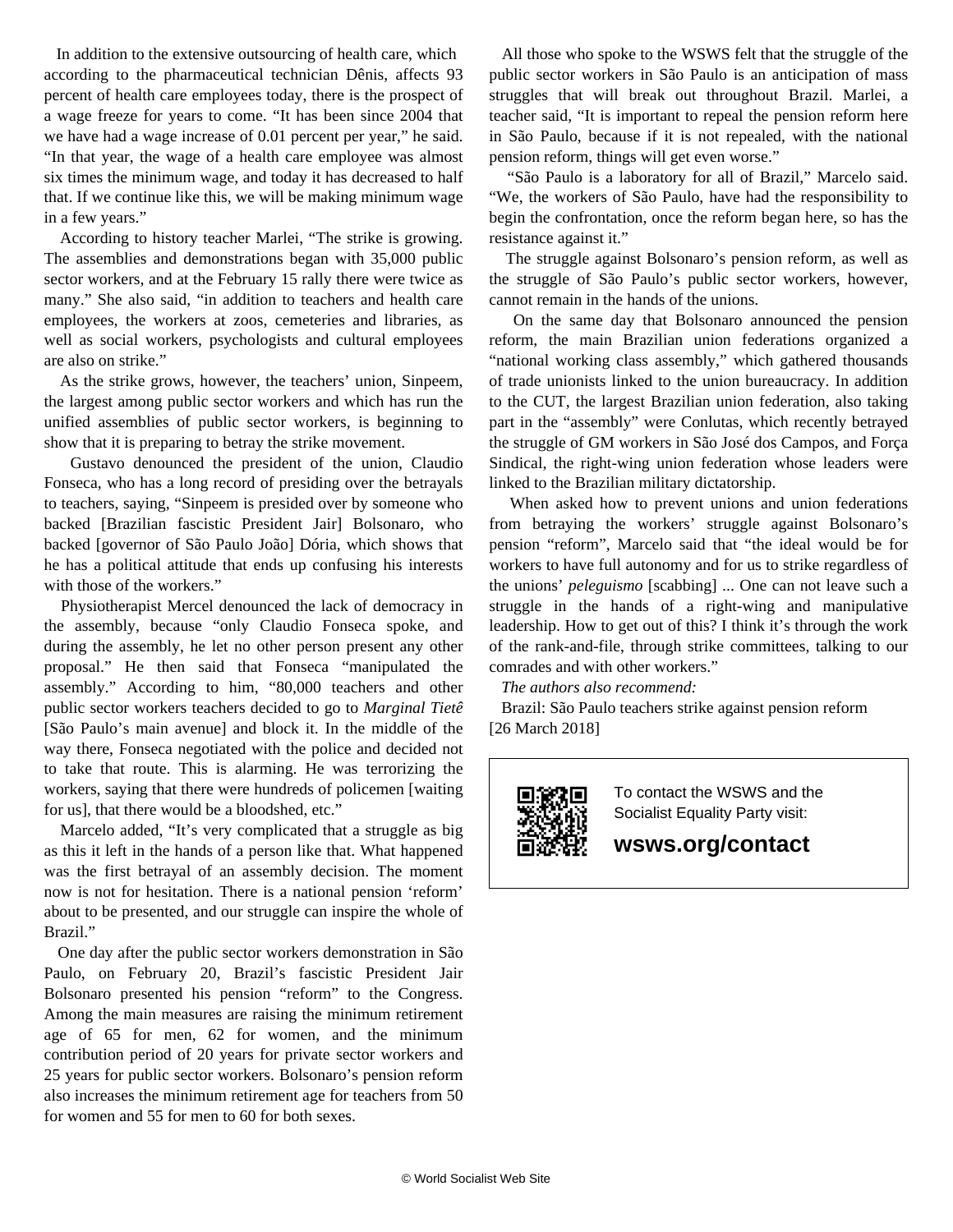In addition to the extensive outsourcing of health care, which according to the pharmaceutical technician Dênis, affects 93 percent of health care employees today, there is the prospect of a wage freeze for years to come. "It has been since 2004 that we have had a wage increase of 0.01 percent per year," he said. "In that year, the wage of a health care employee was almost six times the minimum wage, and today it has decreased to half that. If we continue like this, we will be making minimum wage in a few years."

According to history teacher Marlei, "The strike is growing. The assemblies and demonstrations began with 35,000 public sector workers, and at the February 15 rally there were twice as many." She also said, "in addition to teachers and health care employees, the workers at zoos, cemeteries and libraries, as well as social workers, psychologists and cultural employees are also on strike."

As the strike grows, however, the teachers' union, Sinpeem, the largest among public sector workers and which has run the unified assemblies of public sector workers, is beginning to show that it is preparing to betray the strike movement.

Gustavo denounced the president of the union, Claudio Fonseca, who has a long record of presiding over the betrayals to teachers, saying, "Sinpeem is presided over by someone who backed [Brazilian fascistic President Jair] Bolsonaro, who backed [governor of São Paulo João] Dória, which shows that he has a political attitude that ends up confusing his interests with those of the workers."

Physiotherapist Mercel denounced the lack of democracy in the assembly, because "only Claudio Fonseca spoke, and during the assembly, he let no other person present any other proposal." He then said that Fonseca "manipulated the assembly." According to him, "80,000 teachers and other public sector workers teachers decided to go to *Marginal Tietê* [São Paulo's main avenue] and block it. In the middle of the way there, Fonseca negotiated with the police and decided not to take that route. This is alarming. He was terrorizing the workers, saying that there were hundreds of policemen [waiting for us], that there would be a bloodshed, etc."

Marcelo added, "It's very complicated that a struggle as big as this it left in the hands of a person like that. What happened was the first betrayal of an assembly decision. The moment now is not for hesitation. There is a national pension 'reform' about to be presented, and our struggle can inspire the whole of Brazil."

One day after the public sector workers demonstration in São Paulo, on February 20, Brazil's fascistic President Jair Bolsonaro presented his pension "reform" to the Congress. Among the main measures are raising the minimum retirement age of 65 for men, 62 for women, and the minimum contribution period of 20 years for private sector workers and 25 years for public sector workers. Bolsonaro's pension reform also increases the minimum retirement age for teachers from 50 for women and 55 for men to 60 for both sexes.

All those who spoke to the WSWS felt that the struggle of the public sector workers in São Paulo is an anticipation of mass struggles that will break out throughout Brazil. Marlei, a teacher said, "It is important to repeal the pension reform here in São Paulo, because if it is not repealed, with the national pension reform, things will get even worse."

"São Paulo is a laboratory for all of Brazil," Marcelo said. "We, the workers of São Paulo, have had the responsibility to begin the confrontation, once the reform began here, so has the resistance against it."

The struggle against Bolsonaro's pension reform, as well as the struggle of São Paulo's public sector workers, however, cannot remain in the hands of the unions.

On the same day that Bolsonaro announced the pension reform, the main Brazilian union federations organized a "national working class assembly," which gathered thousands of trade unionists linked to the union bureaucracy. In addition to the CUT, the largest Brazilian union federation, also taking part in the "assembly" were Conlutas, which recently betrayed the struggle of GM workers in São José dos Campos, and Força Sindical, the right-wing union federation whose leaders were linked to the Brazilian military dictatorship.

When asked how to prevent unions and union federations from betraying the workers' struggle against Bolsonaro's pension "reform", Marcelo said that "the ideal would be for workers to have full autonomy and for us to strike regardless of the unions' *peleguismo* [scabbing] ... One can not leave such a struggle in the hands of a right-wing and manipulative leadership. How to get out of this? I think it's through the work of the rank-and-file, through strike committees, talking to our comrades and with other workers."

*The authors also recommend:*

Brazil: São Paulo teachers strike against pension reform [26 March 2018]

To contact the WSWS and the Socialist Equality Party visit:

**wsws.org/contact**